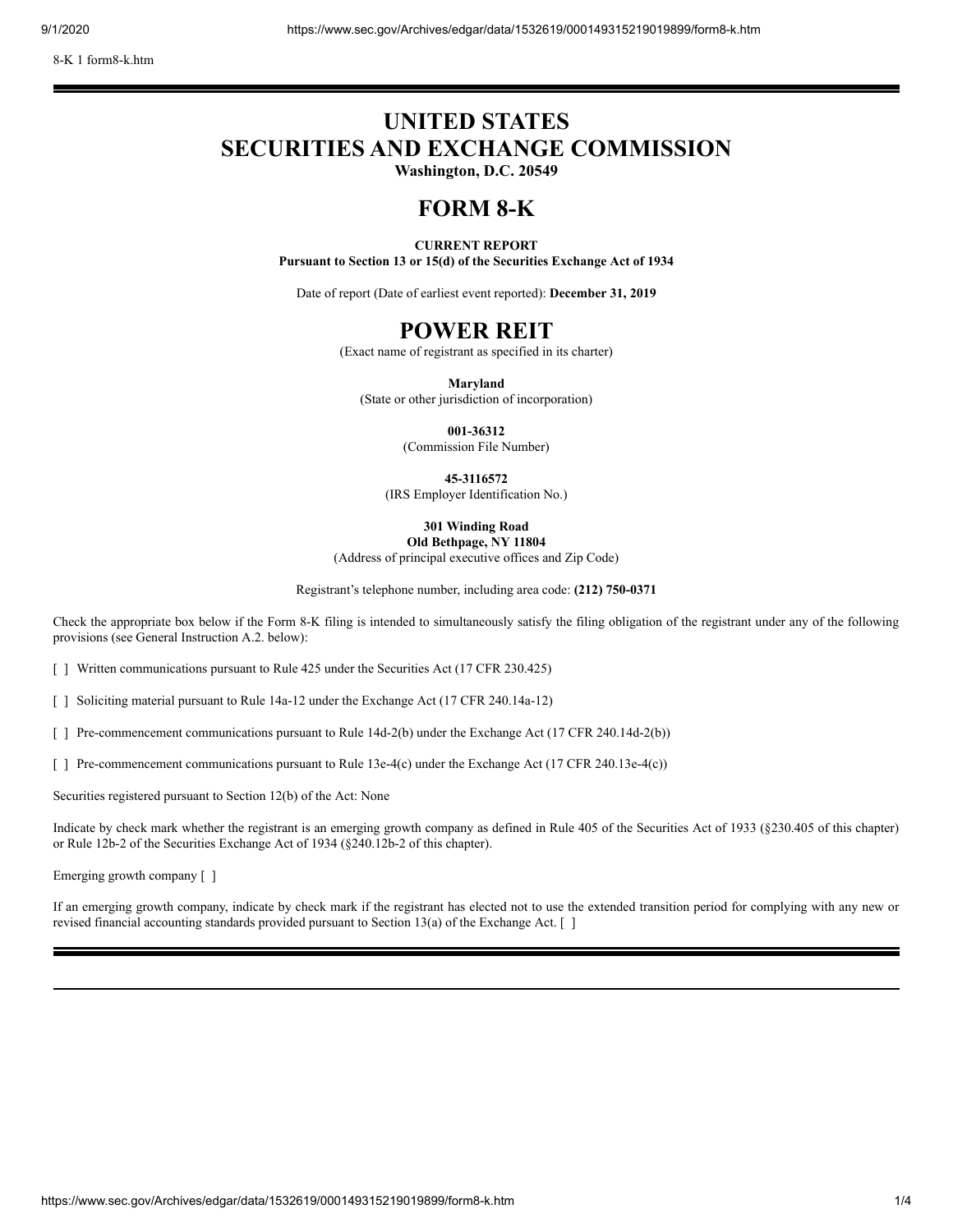8-K 1 form8-k.htm

# UNITED STATES
# SECURITIES AND EXCHANGE COMMISSION

**Washington, D.C. 20549**

# FORM 8-K

**CURRENT REPORT**
**Pursuant to Section 13 or 15(d) of the Securities Exchange Act of 1934**

Date of report (Date of earliest event reported): **December 31, 2019**

# POWER REIT

(Exact name of registrant as specified in its charter)

**Maryland**
(State or other jurisdiction of incorporation)

**001-36312**
(Commission File Number)

**45-3116572**
(IRS Employer Identification No.)

**301 Winding Road**
**Old Bethpage, NY 11804**
(Address of principal executive offices and Zip Code)

Registrant's telephone number, including area code: **(212) 750-0371**

Check the appropriate box below if the Form 8-K filing is intended to simultaneously satisfy the filing obligation of the registrant under any of the following provisions (see General Instruction A.2. below):

[ ] Written communications pursuant to Rule 425 under the Securities Act (17 CFR 230.425)

[ ] Soliciting material pursuant to Rule 14a-12 under the Exchange Act (17 CFR 240.14a-12)

[ ] Pre-commencement communications pursuant to Rule 14d-2(b) under the Exchange Act (17 CFR 240.14d-2(b))

[ ] Pre-commencement communications pursuant to Rule 13e-4(c) under the Exchange Act (17 CFR 240.13e-4(c))

Securities registered pursuant to Section 12(b) of the Act: None

Indicate by check mark whether the registrant is an emerging growth company as defined in Rule 405 of the Securities Act of 1933 (§230.405 of this chapter) or Rule 12b-2 of the Securities Exchange Act of 1934 (§240.12b-2 of this chapter).

Emerging growth company [ ]

If an emerging growth company, indicate by check mark if the registrant has elected not to use the extended transition period for complying with any new or revised financial accounting standards provided pursuant to Section 13(a) of the Exchange Act. [ ]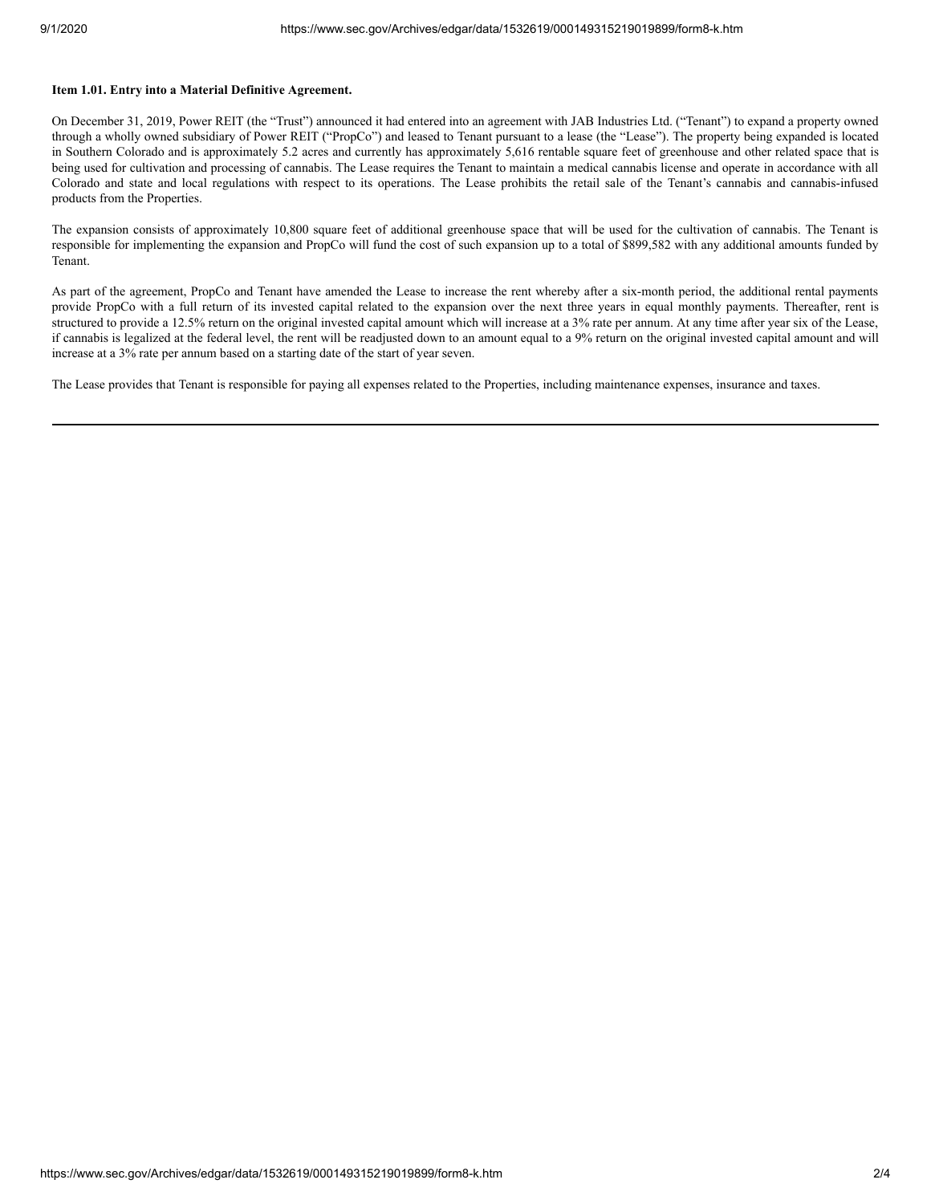**Item 1.01. Entry into a Material Definitive Agreement.**

On December 31, 2019, Power REIT (the "Trust") announced it had entered into an agreement with JAB Industries Ltd. ("Tenant") to expand a property owned through a wholly owned subsidiary of Power REIT ("PropCo") and leased to Tenant pursuant to a lease (the "Lease"). The property being expanded is located in Southern Colorado and is approximately 5.2 acres and currently has approximately 5,616 rentable square feet of greenhouse and other related space that is being used for cultivation and processing of cannabis. The Lease requires the Tenant to maintain a medical cannabis license and operate in accordance with all Colorado and state and local regulations with respect to its operations. The Lease prohibits the retail sale of the Tenant's cannabis and cannabis-infused products from the Properties.

The expansion consists of approximately 10,800 square feet of additional greenhouse space that will be used for the cultivation of cannabis. The Tenant is responsible for implementing the expansion and PropCo will fund the cost of such expansion up to a total of $899,582 with any additional amounts funded by Tenant.

As part of the agreement, PropCo and Tenant have amended the Lease to increase the rent whereby after a six-month period, the additional rental payments provide PropCo with a full return of its invested capital related to the expansion over the next three years in equal monthly payments. Thereafter, rent is structured to provide a 12.5% return on the original invested capital amount which will increase at a 3% rate per annum. At any time after year six of the Lease, if cannabis is legalized at the federal level, the rent will be readjusted down to an amount equal to a 9% return on the original invested capital amount and will increase at a 3% rate per annum based on a starting date of the start of year seven.

The Lease provides that Tenant is responsible for paying all expenses related to the Properties, including maintenance expenses, insurance and taxes.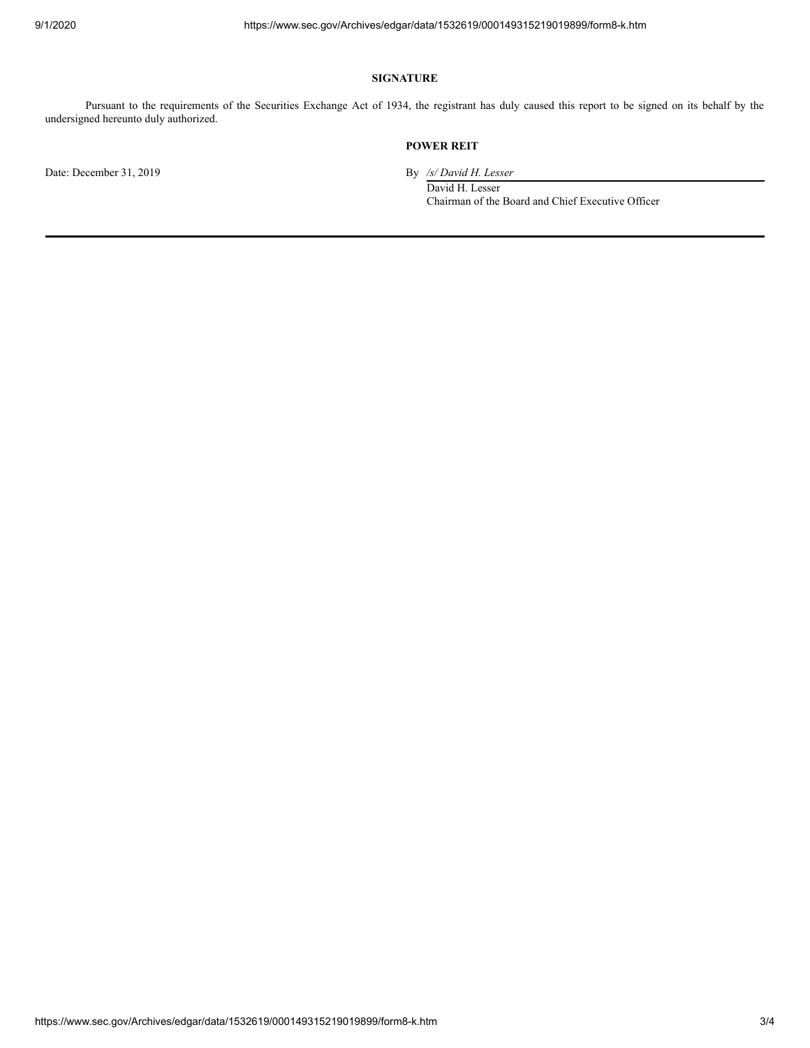## SIGNATURE

Pursuant to the requirements of the Securities Exchange Act of 1934, the registrant has duly caused this report to be signed on its behalf by the undersigned hereunto duly authorized.

**POWER REIT**

Date: December 31, 2019

By */s/ David H. Lesser*

David H. Lesser

Chairman of the Board and Chief Executive Officer